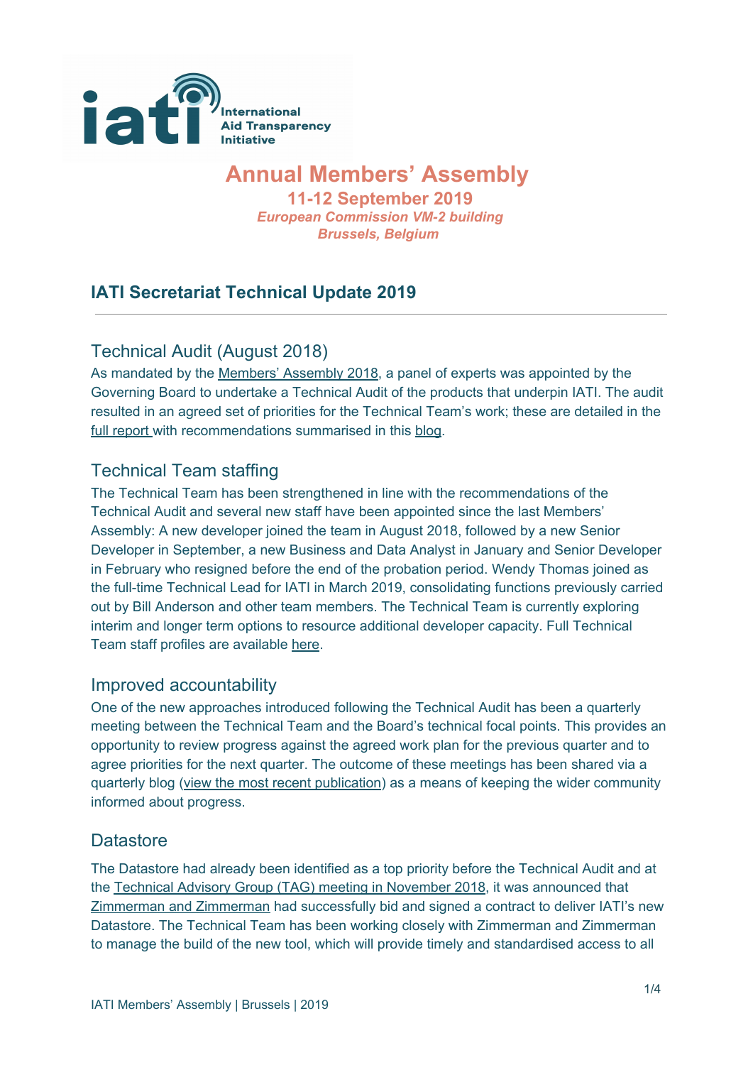# Annual Members' Assembly

**11-12 September 2019**

***European Commission VM-2 building***

***Brussels, Belgium***

## IATI Secretariat Technical Update 2019

---

### Technical Audit (August 2018)

As mandated by the Members' Assembly 2018, a panel of experts was appointed by the Governing Board to undertake a Technical Audit of the products that underpin IATI. The audit resulted in an agreed set of priorities for the Technical Team's work; these are detailed in the full report with recommendations summarised in this blog.

### Technical Team staffing

The Technical Team has been strengthened in line with the recommendations of the Technical Audit and several new staff have been appointed since the last Members' Assembly: A new developer joined the team in August 2018, followed by a new Senior Developer in September, a new Business and Data Analyst in January and Senior Developer in February who resigned before the end of the probation period. Wendy Thomas joined as the full-time Technical Lead for IATI in March 2019, consolidating functions previously carried out by Bill Anderson and other team members. The Technical Team is currently exploring interim and longer term options to resource additional developer capacity. Full Technical Team staff profiles are available here.

### Improved accountability

One of the new approaches introduced following the Technical Audit has been a quarterly meeting between the Technical Team and the Board's technical focal points. This provides an opportunity to review progress against the agreed work plan for the previous quarter and to agree priorities for the next quarter. The outcome of these meetings has been shared via a quarterly blog (view the most recent publication) as a means of keeping the wider community informed about progress.

### Datastore

The Datastore had already been identified as a top priority before the Technical Audit and at the Technical Advisory Group (TAG) meeting in November 2018, it was announced that Zimmerman and Zimmerman had successfully bid and signed a contract to deliver IATI's new Datastore. The Technical Team has been working closely with Zimmerman and Zimmerman to manage the build of the new tool, which will provide timely and standardised access to all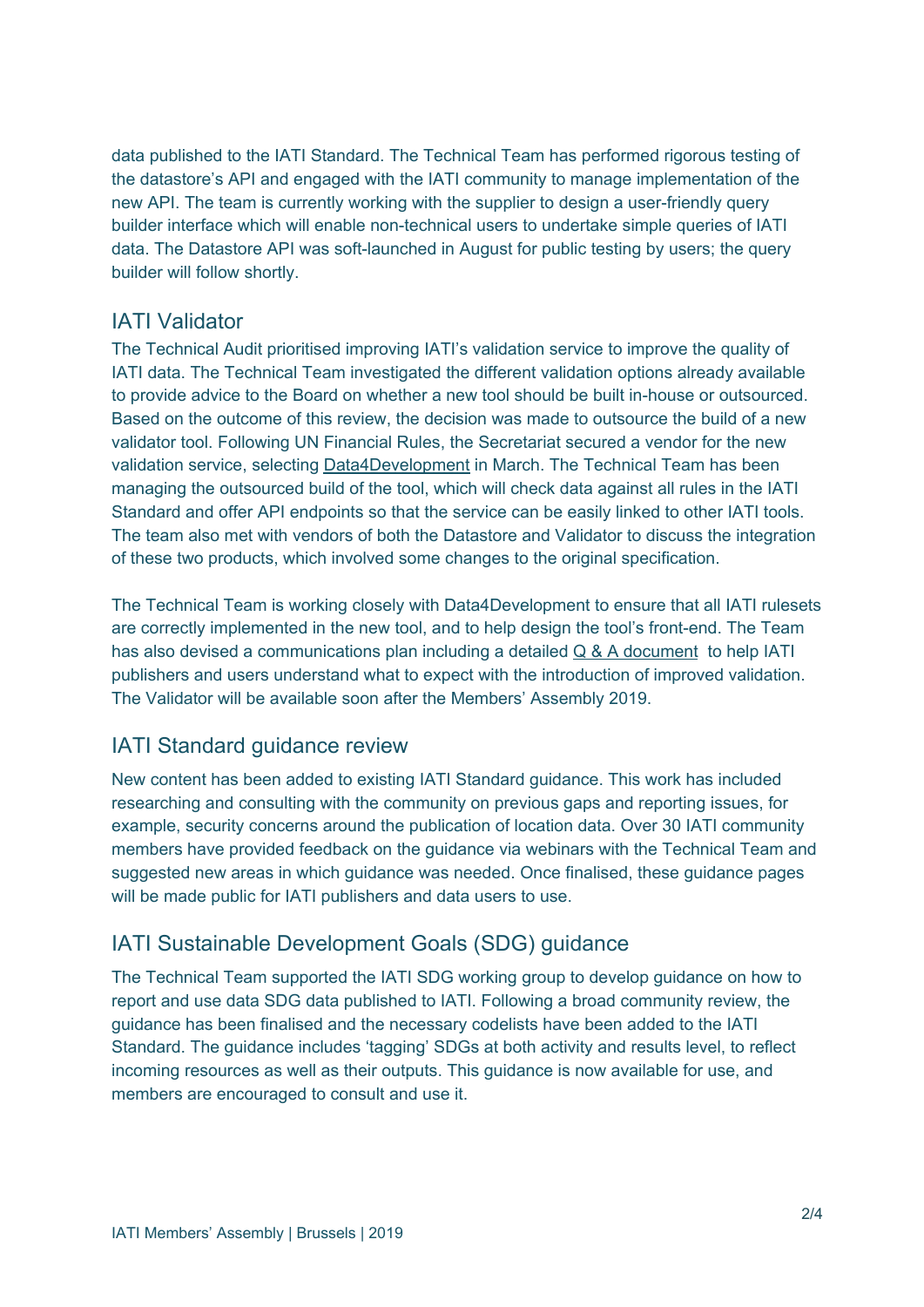data published to the IATI Standard. The Technical Team has performed rigorous testing of the datastore's API and engaged with the IATI community to manage implementation of the new API. The team is currently working with the supplier to design a user-friendly query builder interface which will enable non-technical users to undertake simple queries of IATI data. The Datastore API was soft-launched in August for public testing by users; the query builder will follow shortly.

## IATI Validator

The Technical Audit prioritised improving IATI's validation service to improve the quality of IATI data. The Technical Team investigated the different validation options already available to provide advice to the Board on whether a new tool should be built in-house or outsourced. Based on the outcome of this review, the decision was made to outsource the build of a new validator tool. Following UN Financial Rules, the Secretariat secured a vendor for the new validation service, selecting Data4Development in March. The Technical Team has been managing the outsourced build of the tool, which will check data against all rules in the IATI Standard and offer API endpoints so that the service can be easily linked to other IATI tools. The team also met with vendors of both the Datastore and Validator to discuss the integration of these two products, which involved some changes to the original specification.

The Technical Team is working closely with Data4Development to ensure that all IATI rulesets are correctly implemented in the new tool, and to help design the tool's front-end. The Team has also devised a communications plan including a detailed Q & A document to help IATI publishers and users understand what to expect with the introduction of improved validation. The Validator will be available soon after the Members' Assembly 2019.

## IATI Standard guidance review

New content has been added to existing IATI Standard guidance. This work has included researching and consulting with the community on previous gaps and reporting issues, for example, security concerns around the publication of location data. Over 30 IATI community members have provided feedback on the guidance via webinars with the Technical Team and suggested new areas in which guidance was needed. Once finalised, these guidance pages will be made public for IATI publishers and data users to use.

## IATI Sustainable Development Goals (SDG) guidance

The Technical Team supported the IATI SDG working group to develop guidance on how to report and use data SDG data published to IATI. Following a broad community review, the guidance has been finalised and the necessary codelists have been added to the IATI Standard. The guidance includes 'tagging' SDGs at both activity and results level, to reflect incoming resources as well as their outputs. This guidance is now available for use, and members are encouraged to consult and use it.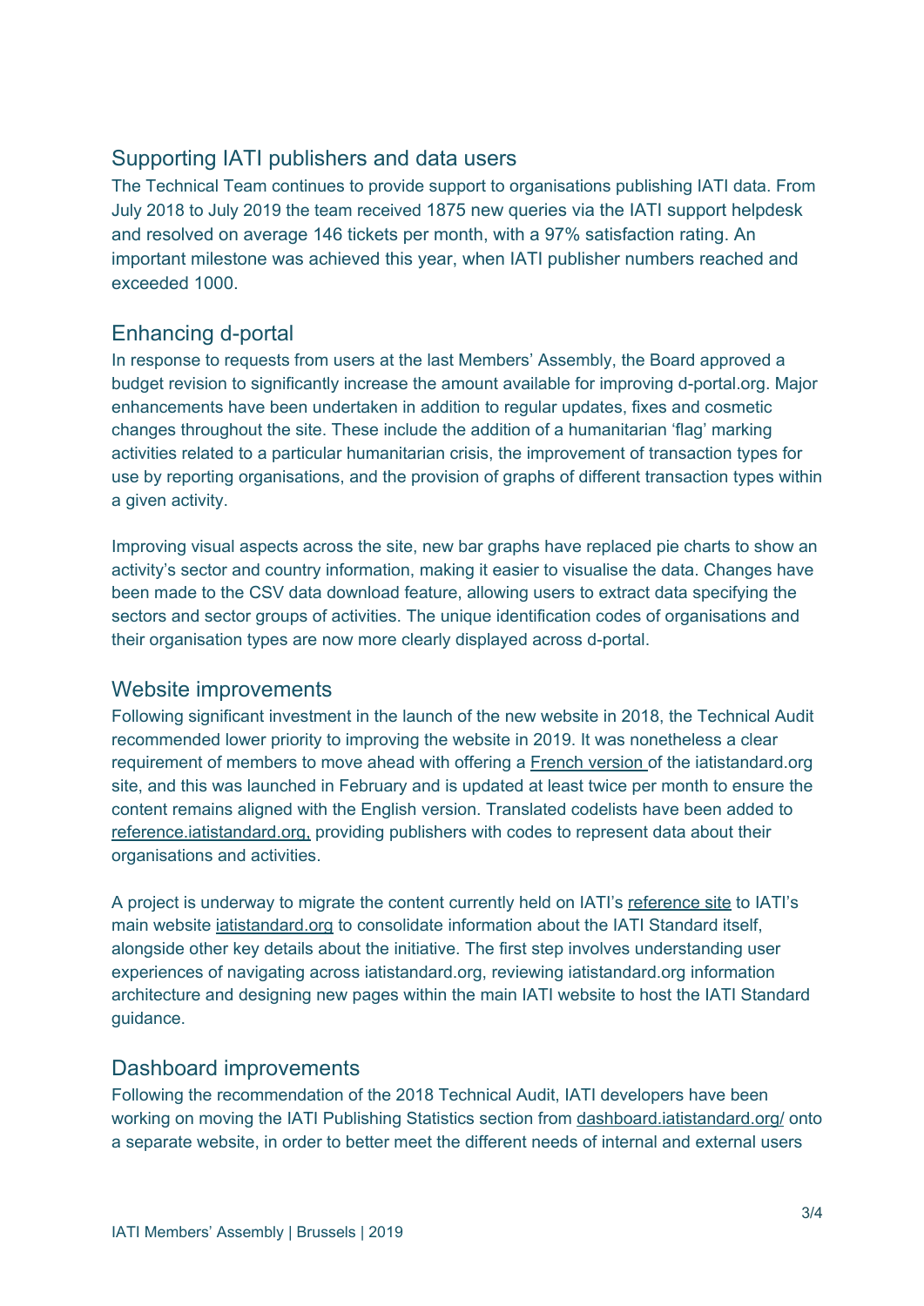## Supporting IATI publishers and data users

The Technical Team continues to provide support to organisations publishing IATI data. From July 2018 to July 2019 the team received 1875 new queries via the IATI support helpdesk and resolved on average 146 tickets per month, with a 97% satisfaction rating. An important milestone was achieved this year, when IATI publisher numbers reached and exceeded 1000.

## Enhancing d-portal

In response to requests from users at the last Members' Assembly, the Board approved a budget revision to significantly increase the amount available for improving d-portal.org. Major enhancements have been undertaken in addition to regular updates, fixes and cosmetic changes throughout the site. These include the addition of a humanitarian 'flag' marking activities related to a particular humanitarian crisis, the improvement of transaction types for use by reporting organisations, and the provision of graphs of different transaction types within a given activity.

Improving visual aspects across the site, new bar graphs have replaced pie charts to show an activity's sector and country information, making it easier to visualise the data. Changes have been made to the CSV data download feature, allowing users to extract data specifying the sectors and sector groups of activities. The unique identification codes of organisations and their organisation types are now more clearly displayed across d-portal.

## Website improvements

Following significant investment in the launch of the new website in 2018, the Technical Audit recommended lower priority to improving the website in 2019. It was nonetheless a clear requirement of members to move ahead with offering a French version of the iatistandard.org site, and this was launched in February and is updated at least twice per month to ensure the content remains aligned with the English version. Translated codelists have been added to reference.iatistandard.org, providing publishers with codes to represent data about their organisations and activities.

A project is underway to migrate the content currently held on IATI's reference site to IATI's main website iatistandard.org to consolidate information about the IATI Standard itself, alongside other key details about the initiative. The first step involves understanding user experiences of navigating across iatistandard.org, reviewing iatistandard.org information architecture and designing new pages within the main IATI website to host the IATI Standard guidance.

## Dashboard improvements

Following the recommendation of the 2018 Technical Audit, IATI developers have been working on moving the IATI Publishing Statistics section from dashboard.iatistandard.org/ onto a separate website, in order to better meet the different needs of internal and external users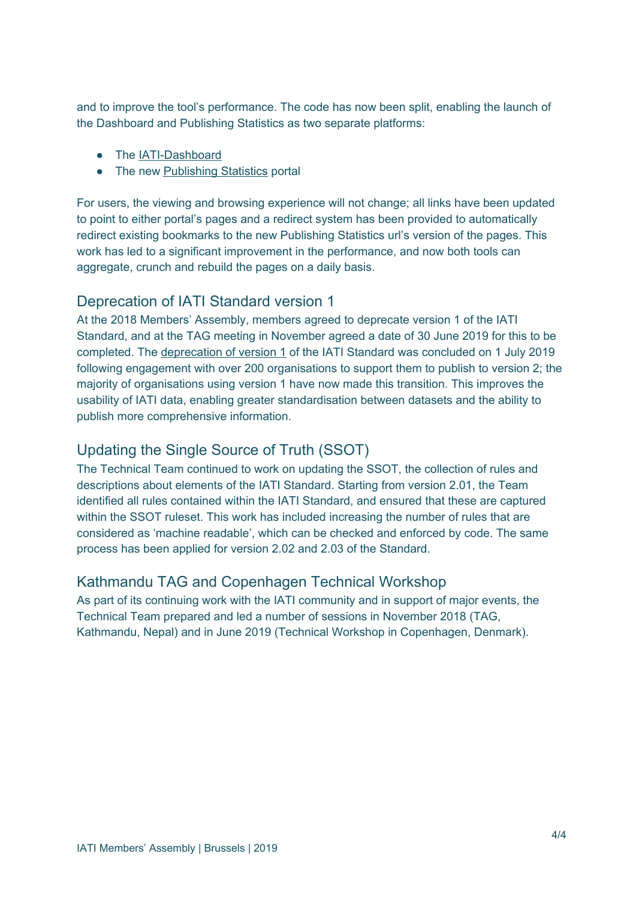and to improve the tool's performance. The code has now been split, enabling the launch of the Dashboard and Publishing Statistics as two separate platforms:

- The IATI-Dashboard
- The new Publishing Statistics portal

For users, the viewing and browsing experience will not change; all links have been updated to point to either portal's pages and a redirect system has been provided to automatically redirect existing bookmarks to the new Publishing Statistics url's version of the pages. This work has led to a significant improvement in the performance, and now both tools can aggregate, crunch and rebuild the pages on a daily basis.

## Deprecation of IATI Standard version 1

At the 2018 Members' Assembly, members agreed to deprecate version 1 of the IATI Standard, and at the TAG meeting in November agreed a date of 30 June 2019 for this to be completed. The deprecation of version 1 of the IATI Standard was concluded on 1 July 2019 following engagement with over 200 organisations to support them to publish to version 2; the majority of organisations using version 1 have now made this transition. This improves the usability of IATI data, enabling greater standardisation between datasets and the ability to publish more comprehensive information.

## Updating the Single Source of Truth (SSOT)

The Technical Team continued to work on updating the SSOT, the collection of rules and descriptions about elements of the IATI Standard. Starting from version 2.01, the Team identified all rules contained within the IATI Standard, and ensured that these are captured within the SSOT ruleset. This work has included increasing the number of rules that are considered as 'machine readable', which can be checked and enforced by code. The same process has been applied for version 2.02 and 2.03 of the Standard.

## Kathmandu TAG and Copenhagen Technical Workshop

As part of its continuing work with the IATI community and in support of major events, the Technical Team prepared and led a number of sessions in November 2018 (TAG, Kathmandu, Nepal) and in June 2019 (Technical Workshop in Copenhagen, Denmark).